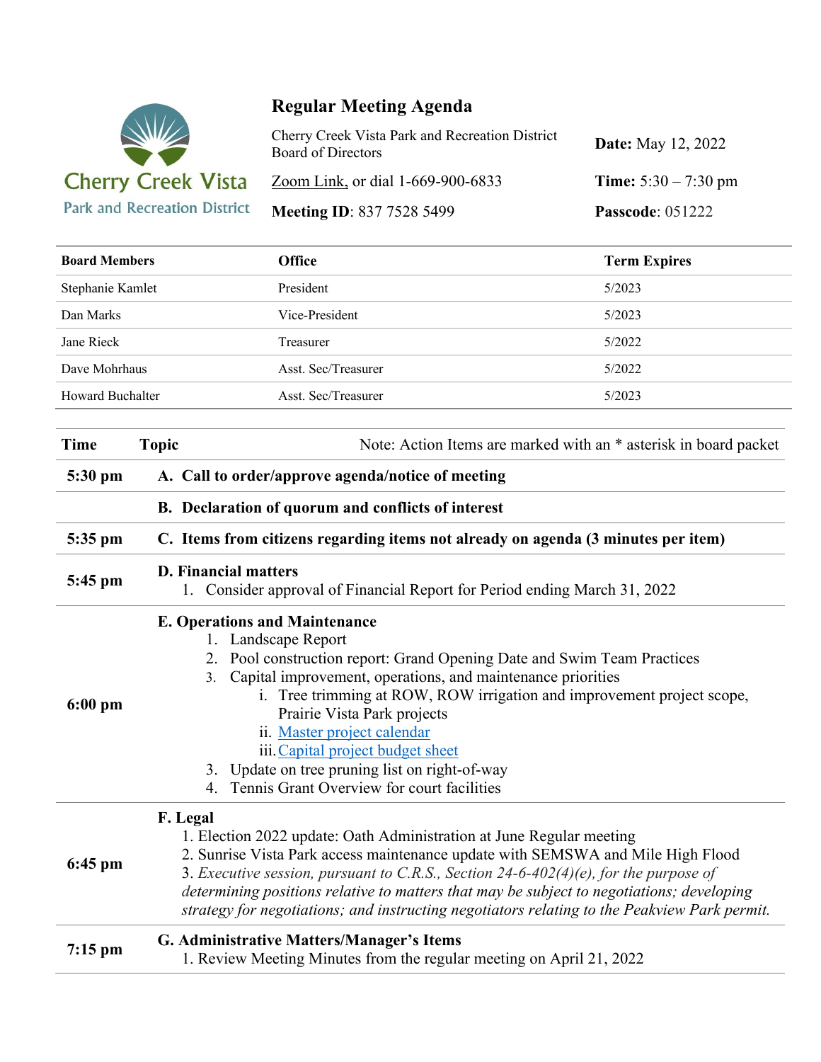Cherry Creek Vista
Park and Recreation District

# Regular Meeting Agenda

Cherry Creek Vista Park and Recreation District Board of Directors

**Date:** May 12, 2022

Zoom Link, or dial 1-669-900-6833

**Time:** 5:30 – 7:30 pm

**Meeting ID**: 837 7528 5499

**Passcode**: 051222

| Board Members | Office | Term Expires |
|---|---|---|
| Stephanie Kamlet | President | 5/2023 |
| Dan Marks | Vice-President | 5/2023 |
| Jane Rieck | Treasurer | 5/2022 |
| Dave Mohrhaus | Asst. Sec/Treasurer | 5/2022 |
| Howard Buchalter | Asst. Sec/Treasurer | 5/2023 |

| Time | Topic — Note: Action Items are marked with an * asterisk in board packet |
|---|---|
| **5:30 pm** | **A. Call to order/approve agenda/notice of meeting** |
| | **B. Declaration of quorum and conflicts of interest** |
| **5:35 pm** | **C. Items from citizens regarding items not already on agenda (3 minutes per item)** |
| **5:45 pm** | **D. Financial matters**<br>1. Consider approval of Financial Report for Period ending March 31, 2022 |
| **6:00 pm** | **E. Operations and Maintenance**<br>1. Landscape Report<br>2. Pool construction report: Grand Opening Date and Swim Team Practices<br>3. Capital improvement, operations, and maintenance priorities<br>i. Tree trimming at ROW, ROW irrigation and improvement project scope, Prairie Vista Park projects<br>ii. Master project calendar<br>iii. Capital project budget sheet<br>3. Update on tree pruning list on right-of-way<br>4. Tennis Grant Overview for court facilities |
| **6:45 pm** | **F. Legal**<br>1. Election 2022 update: Oath Administration at June Regular meeting<br>2. Sunrise Vista Park access maintenance update with SEMSWA and Mile High Flood<br>3. *Executive session, pursuant to C.R.S., Section 24-6-402(4)(e), for the purpose of determining positions relative to matters that may be subject to negotiations; developing strategy for negotiations; and instructing negotiators relating to the Peakview Park permit.* |
| **7:15 pm** | **G. Administrative Matters/Manager's Items**<br>1. Review Meeting Minutes from the regular meeting on April 21, 2022 |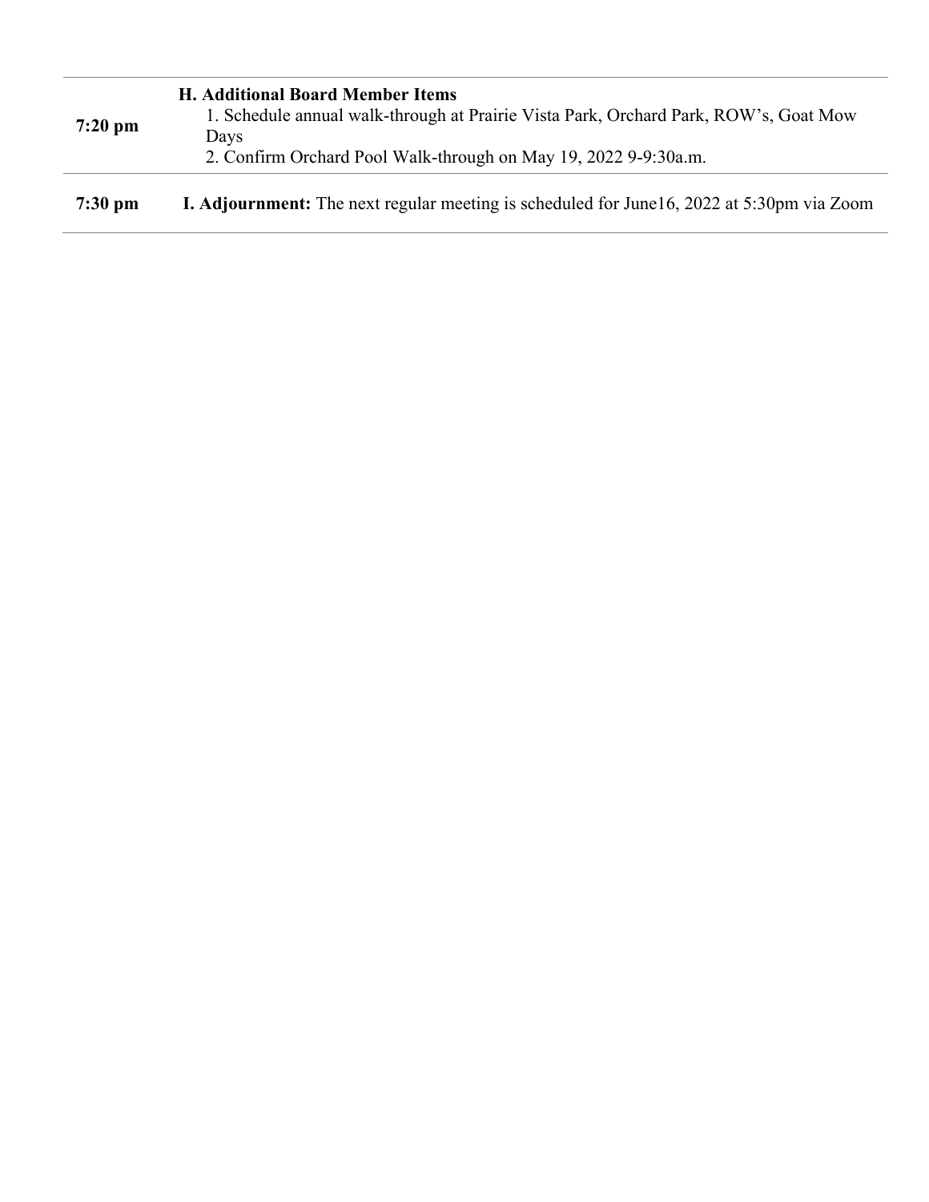| | |
|---|---|
| **7:20 pm** | **H. Additional Board Member Items**<br>1. Schedule annual walk-through at Prairie Vista Park, Orchard Park, ROW's, Goat Mow Days<br>2. Confirm Orchard Pool Walk-through on May 19, 2022 9-9:30a.m. |
| **7:30 pm** | **I. Adjournment:** The next regular meeting is scheduled for June16, 2022 at 5:30pm via Zoom |